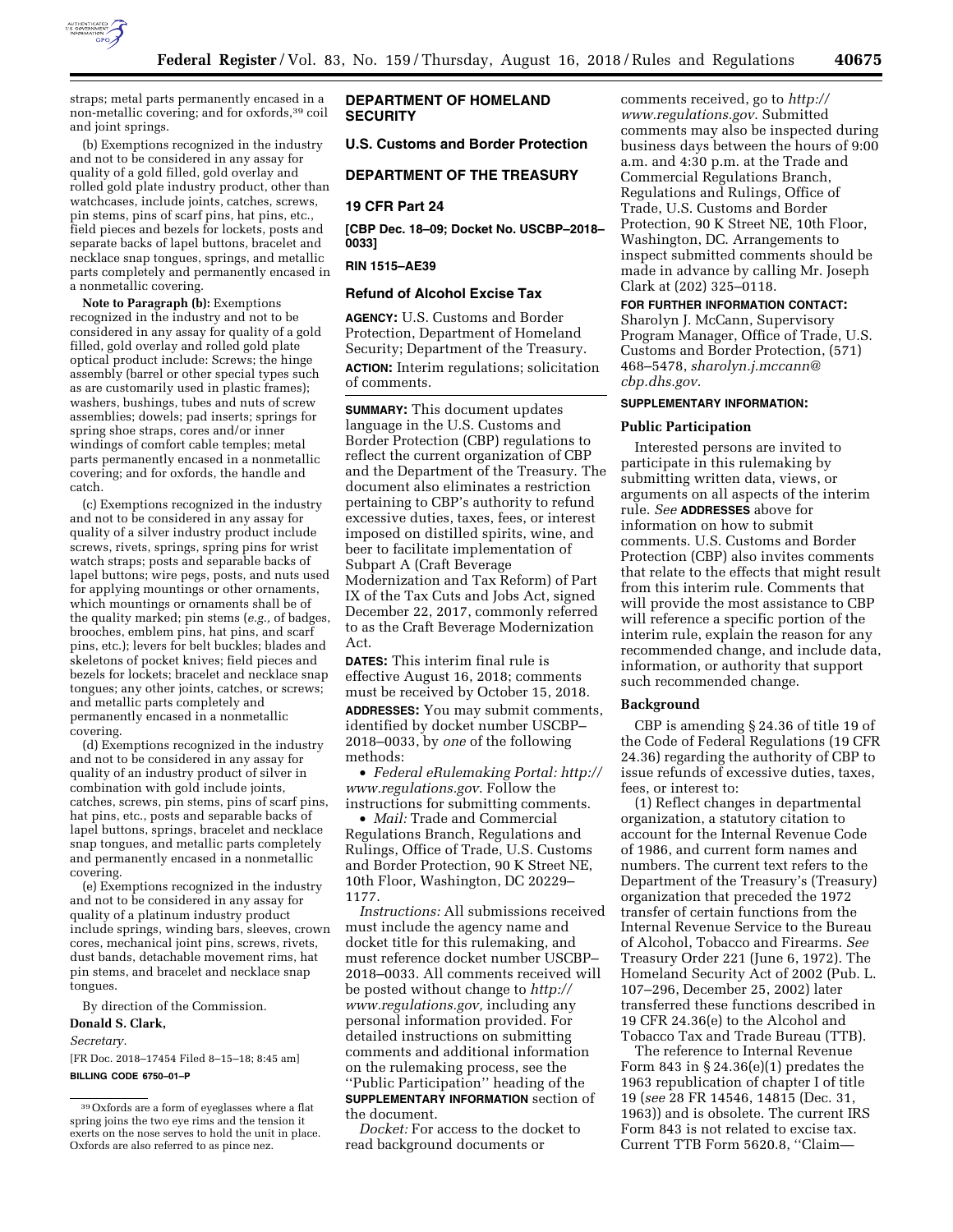straps; metal parts permanently encased in a non-metallic covering; and for oxfords,[39] coil and joint springs.

(b) Exemptions recognized in the industry and not to be considered in any assay for quality of a gold filled, gold overlay and rolled gold plate industry product, other than watchcases, include joints, catches, screws, pin stems, pins of scarf pins, hat pins, etc., field pieces and bezels for lockets, posts and separate backs of lapel buttons, bracelet and necklace snap tongues, springs, and metallic parts completely and permanently encased in a nonmetallic covering.

**Note to Paragraph (b):** Exemptions recognized in the industry and not to be considered in any assay for quality of a gold filled, gold overlay and rolled gold plate optical product include: Screws; the hinge assembly (barrel or other special types such as are customarily used in plastic frames); washers, bushings, tubes and nuts of screw assemblies; dowels; pad inserts; springs for spring shoe straps, cores and/or inner windings of comfort cable temples; metal parts permanently encased in a nonmetallic covering; and for oxfords, the handle and catch.

(c) Exemptions recognized in the industry and not to be considered in any assay for quality of a silver industry product include screws, rivets, springs, spring pins for wrist watch straps; posts and separable backs of lapel buttons; wire pegs, posts, and nuts used for applying mountings or other ornaments, which mountings or ornaments shall be of the quality marked; pin stems (*e.g.,* of badges, brooches, emblem pins, hat pins, and scarf pins, etc.); levers for belt buckles; blades and skeletons of pocket knives; field pieces and bezels for lockets; bracelet and necklace snap tongues; any other joints, catches, or screws; and metallic parts completely and permanently encased in a nonmetallic covering.

(d) Exemptions recognized in the industry and not to be considered in any assay for quality of an industry product of silver in combination with gold include joints, catches, screws, pin stems, pins of scarf pins, hat pins, etc., posts and separable backs of lapel buttons, springs, bracelet and necklace snap tongues, and metallic parts completely and permanently encased in a nonmetallic covering.

(e) Exemptions recognized in the industry and not to be considered in any assay for quality of a platinum industry product include springs, winding bars, sleeves, crown cores, mechanical joint pins, screws, rivets, dust bands, detachable movement rims, hat pin stems, and bracelet and necklace snap tongues.

By direction of the Commission.

**Donald S. Clark,**

*Secretary.*

[FR Doc. 2018–17454 Filed 8–15–18; 8:45 am]

**BILLING CODE 6750–01–P**

[39] Oxfords are a form of eyeglasses where a flat spring joins the two eye rims and the tension it exerts on the nose serves to hold the unit in place. Oxfords are also referred to as pince nez.

## DEPARTMENT OF HOMELAND SECURITY

### U.S. Customs and Border Protection

## DEPARTMENT OF THE TREASURY

### 19 CFR Part 24

**[CBP Dec. 18–09; Docket No. USCBP–2018–0033]**

**RIN 1515–AE39**

### Refund of Alcohol Excise Tax

**AGENCY:** U.S. Customs and Border Protection, Department of Homeland Security; Department of the Treasury.

**ACTION:** Interim regulations; solicitation of comments.

**SUMMARY:** This document updates language in the U.S. Customs and Border Protection (CBP) regulations to reflect the current organization of CBP and the Department of the Treasury. The document also eliminates a restriction pertaining to CBP's authority to refund excessive duties, taxes, fees, or interest imposed on distilled spirits, wine, and beer to facilitate implementation of Subpart A (Craft Beverage Modernization and Tax Reform) of Part IX of the Tax Cuts and Jobs Act, signed December 22, 2017, commonly referred to as the Craft Beverage Modernization Act.

**DATES:** This interim final rule is effective August 16, 2018; comments must be received by October 15, 2018.

**ADDRESSES:** You may submit comments, identified by docket number USCBP–2018–0033, by *one* of the following methods:

- *Federal eRulemaking Portal: http://www.regulations.gov.* Follow the instructions for submitting comments.
- *Mail:* Trade and Commercial Regulations Branch, Regulations and Rulings, Office of Trade, U.S. Customs and Border Protection, 90 K Street NE, 10th Floor, Washington, DC 20229–1177.

*Instructions:* All submissions received must include the agency name and docket title for this rulemaking, and must reference docket number USCBP–2018–0033. All comments received will be posted without change to *http://www.regulations.gov,* including any personal information provided. For detailed instructions on submitting comments and additional information on the rulemaking process, see the ''Public Participation'' heading of the **SUPPLEMENTARY INFORMATION** section of the document.

*Docket:* For access to the docket to read background documents or comments received, go to *http://www.regulations.gov.* Submitted comments may also be inspected during business days between the hours of 9:00 a.m. and 4:30 p.m. at the Trade and Commercial Regulations Branch, Regulations and Rulings, Office of Trade, U.S. Customs and Border Protection, 90 K Street NE, 10th Floor, Washington, DC. Arrangements to inspect submitted comments should be made in advance by calling Mr. Joseph Clark at (202) 325–0118.

**FOR FURTHER INFORMATION CONTACT:** Sharolyn J. McCann, Supervisory Program Manager, Office of Trade, U.S. Customs and Border Protection, (571) 468–5478, *sharolyn.j.mccann@cbp.dhs.gov.*

**SUPPLEMENTARY INFORMATION:**

### Public Participation

Interested persons are invited to participate in this rulemaking by submitting written data, views, or arguments on all aspects of the interim rule. *See* **ADDRESSES** above for information on how to submit comments. U.S. Customs and Border Protection (CBP) also invites comments that relate to the effects that might result from this interim rule. Comments that will provide the most assistance to CBP will reference a specific portion of the interim rule, explain the reason for any recommended change, and include data, information, or authority that support such recommended change.

### Background

CBP is amending § 24.36 of title 19 of the Code of Federal Regulations (19 CFR 24.36) regarding the authority of CBP to issue refunds of excessive duties, taxes, fees, or interest to:

(1) Reflect changes in departmental organization, a statutory citation to account for the Internal Revenue Code of 1986, and current form names and numbers. The current text refers to the Department of the Treasury's (Treasury) organization that preceded the 1972 transfer of certain functions from the Internal Revenue Service to the Bureau of Alcohol, Tobacco and Firearms. *See* Treasury Order 221 (June 6, 1972). The Homeland Security Act of 2002 (Pub. L. 107–296, December 25, 2002) later transferred these functions described in 19 CFR 24.36(e) to the Alcohol and Tobacco Tax and Trade Bureau (TTB).

The reference to Internal Revenue Form 843 in § 24.36(e)(1) predates the 1963 republication of chapter I of title 19 (*see* 28 FR 14546, 14815 (Dec. 31, 1963)) and is obsolete. The current IRS Form 843 is not related to excise tax. Current TTB Form 5620.8, ''Claim—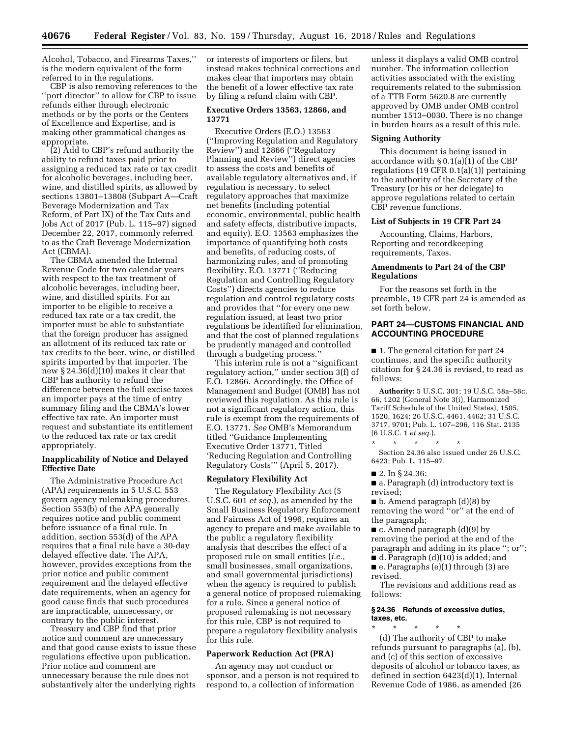Alcohol, Tobacco, and Firearms Taxes,'' is the modern equivalent of the form referred to in the regulations.

CBP is also removing references to the ''port director'' to allow for CBP to issue refunds either through electronic methods or by the ports or the Centers of Excellence and Expertise, and is making other grammatical changes as appropriate.

(2) Add to CBP's refund authority the ability to refund taxes paid prior to assigning a reduced tax rate or tax credit for alcoholic beverages, including beer, wine, and distilled spirits, as allowed by sections 13801–13808 (Subpart A—Craft Beverage Modernization and Tax Reform, of Part IX) of the Tax Cuts and Jobs Act of 2017 (Pub. L. 115–97) signed December 22, 2017, commonly referred to as the Craft Beverage Modernization Act (CBMA).

The CBMA amended the Internal Revenue Code for two calendar years with respect to the tax treatment of alcoholic beverages, including beer, wine, and distilled spirits. For an importer to be eligible to receive a reduced tax rate or a tax credit, the importer must be able to substantiate that the foreign producer has assigned an allotment of its reduced tax rate or tax credits to the beer, wine, or distilled spirits imported by that importer. The new § 24.36(d)(10) makes it clear that CBP has authority to refund the difference between the full excise taxes an importer pays at the time of entry summary filing and the CBMA's lower effective tax rate. An importer must request and substantiate its entitlement to the reduced tax rate or tax credit appropriately.

## Inapplicability of Notice and Delayed Effective Date

The Administrative Procedure Act (APA) requirements in 5 U.S.C. 553 govern agency rulemaking procedures. Section 553(b) of the APA generally requires notice and public comment before issuance of a final rule. In addition, section 553(d) of the APA requires that a final rule have a 30-day delayed effective date. The APA, however, provides exceptions from the prior notice and public comment requirement and the delayed effective date requirements, when an agency for good cause finds that such procedures are impracticable, unnecessary, or contrary to the public interest.

Treasury and CBP find that prior notice and comment are unnecessary and that good cause exists to issue these regulations effective upon publication. Prior notice and comment are unnecessary because the rule does not substantively alter the underlying rights or interests of importers or filers, but instead makes technical corrections and makes clear that importers may obtain the benefit of a lower effective tax rate by filing a refund claim with CBP.

## Executive Orders 13563, 12866, and 13771

Executive Orders (E.O.) 13563 (''Improving Regulation and Regulatory Review'') and 12866 (''Regulatory Planning and Review'') direct agencies to assess the costs and benefits of available regulatory alternatives and, if regulation is necessary, to select regulatory approaches that maximize net benefits (including potential economic, environmental, public health and safety effects, distributive impacts, and equity). E.O. 13563 emphasizes the importance of quantifying both costs and benefits, of reducing costs, of harmonizing rules, and of promoting flexibility. E.O. 13771 (''Reducing Regulation and Controlling Regulatory Costs'') directs agencies to reduce regulation and control regulatory costs and provides that ''for every one new regulation issued, at least two prior regulations be identified for elimination, and that the cost of planned regulations be prudently managed and controlled through a budgeting process.''

This interim rule is not a ''significant regulatory action,'' under section 3(f) of E.O. 12866. Accordingly, the Office of Management and Budget (OMB) has not reviewed this regulation. As this rule is not a significant regulatory action, this rule is exempt from the requirements of E.O. 13771. *See* OMB's Memorandum titled ''Guidance Implementing Executive Order 13771, Titled 'Reducing Regulation and Controlling Regulatory Costs''' (April 5, 2017).

## Regulatory Flexibility Act

The Regulatory Flexibility Act (5 U.S.C. 601 *et seq.*), as amended by the Small Business Regulatory Enforcement and Fairness Act of 1996, requires an agency to prepare and make available to the public a regulatory flexibility analysis that describes the effect of a proposed rule on small entities (*i.e.,* small businesses, small organizations, and small governmental jurisdictions) when the agency is required to publish a general notice of proposed rulemaking for a rule. Since a general notice of proposed rulemaking is not necessary for this rule, CBP is not required to prepare a regulatory flexibility analysis for this rule.

## Paperwork Reduction Act (PRA)

An agency may not conduct or sponsor, and a person is not required to respond to, a collection of information unless it displays a valid OMB control number. The information collection activities associated with the existing requirements related to the submission of a TTB Form 5620.8 are currently approved by OMB under OMB control number 1513–0030. There is no change in burden hours as a result of this rule.

## Signing Authority

This document is being issued in accordance with § 0.1(a)(1) of the CBP regulations (19 CFR 0.1(a)(1)) pertaining to the authority of the Secretary of the Treasury (or his or her delegate) to approve regulations related to certain CBP revenue functions.

## List of Subjects in 19 CFR Part 24

Accounting, Claims, Harbors, Reporting and recordkeeping requirements, Taxes.

## Amendments to Part 24 of the CBP Regulations

For the reasons set forth in the preamble, 19 CFR part 24 is amended as set forth below.

## PART 24—CUSTOMS FINANCIAL AND ACCOUNTING PROCEDURE

■ 1. The general citation for part 24 continues, and the specific authority citation for § 24.36 is revised, to read as follows:

**Authority:** 5 U.S.C. 301; 19 U.S.C. 58a–58c, 66, 1202 (General Note 3(i), Harmonized Tariff Schedule of the United States), 1505, 1520, 1624; 26 U.S.C. 4461, 4462; 31 U.S.C. 3717, 9701; Pub. L. 107–296, 116 Stat. 2135 (6 U.S.C. 1 *et seq.*).

\* \* \* \* \*

Section 24.36 also issued under 26 U.S.C. 6423; Pub. L. 115–97.

■ 2. In § 24.36:

■ a. Paragraph (d) introductory text is revised;

■ b. Amend paragraph (d)(8) by removing the word ''or'' at the end of the paragraph;

■ c. Amend paragraph (d)(9) by removing the period at the end of the paragraph and adding in its place ''; or'';

■ d. Paragraph (d)(10) is added; and

■ e. Paragraphs (e)(1) through (3) are revised.

The revisions and additions read as follows:

### § 24.36 Refunds of excessive duties, taxes, etc.

\* \* \* \* \*

(d) The authority of CBP to make refunds pursuant to paragraphs (a), (b), and (c) of this section of excessive deposits of alcohol or tobacco taxes, as defined in section 6423(d)(1), Internal Revenue Code of 1986, as amended (26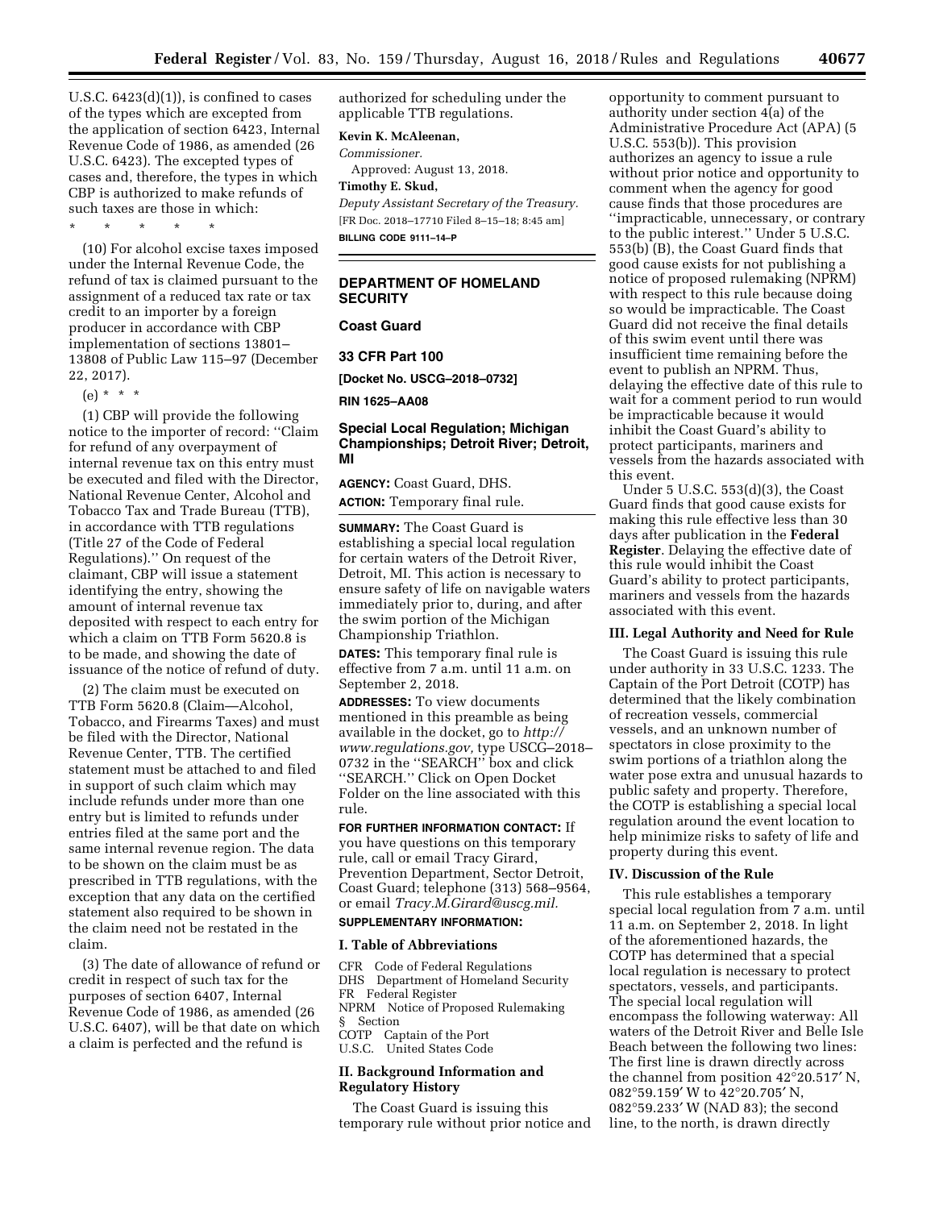U.S.C. 6423(d)(1)), is confined to cases of the types which are excepted from the application of section 6423, Internal Revenue Code of 1986, as amended (26 U.S.C. 6423). The excepted types of cases and, therefore, the types in which CBP is authorized to make refunds of such taxes are those in which:

\* \* \* \* \*

(10) For alcohol excise taxes imposed under the Internal Revenue Code, the refund of tax is claimed pursuant to the assignment of a reduced tax rate or tax credit to an importer by a foreign producer in accordance with CBP implementation of sections 13801–13808 of Public Law 115–97 (December 22, 2017).

(e) \* \* \*

(1) CBP will provide the following notice to the importer of record: ''Claim for refund of any overpayment of internal revenue tax on this entry must be executed and filed with the Director, National Revenue Center, Alcohol and Tobacco Tax and Trade Bureau (TTB), in accordance with TTB regulations (Title 27 of the Code of Federal Regulations).'' On request of the claimant, CBP will issue a statement identifying the entry, showing the amount of internal revenue tax deposited with respect to each entry for which a claim on TTB Form 5620.8 is to be made, and showing the date of issuance of the notice of refund of duty.

(2) The claim must be executed on TTB Form 5620.8 (Claim—Alcohol, Tobacco, and Firearms Taxes) and must be filed with the Director, National Revenue Center, TTB. The certified statement must be attached to and filed in support of such claim which may include refunds under more than one entry but is limited to refunds under entries filed at the same port and the same internal revenue region. The data to be shown on the claim must be as prescribed in TTB regulations, with the exception that any data on the certified statement also required to be shown in the claim need not be restated in the claim.

(3) The date of allowance of refund or credit in respect of such tax for the purposes of section 6407, Internal Revenue Code of 1986, as amended (26 U.S.C. 6407), will be that date on which a claim is perfected and the refund is authorized for scheduling under the applicable TTB regulations.

**Kevin K. McAleenan,**

*Commissioner.*

Approved: August 13, 2018.

**Timothy E. Skud,**

*Deputy Assistant Secretary of the Treasury.*

[FR Doc. 2018–17710 Filed 8–15–18; 8:45 am]

**BILLING CODE 9111–14–P**

## DEPARTMENT OF HOMELAND SECURITY

### Coast Guard

### 33 CFR Part 100

**[Docket No. USCG–2018–0732]**

**RIN 1625–AA08**

### Special Local Regulation; Michigan Championships; Detroit River; Detroit, MI

**AGENCY:** Coast Guard, DHS.

**ACTION:** Temporary final rule.

**SUMMARY:** The Coast Guard is establishing a special local regulation for certain waters of the Detroit River, Detroit, MI. This action is necessary to ensure safety of life on navigable waters immediately prior to, during, and after the swim portion of the Michigan Championship Triathlon.

**DATES:** This temporary final rule is effective from 7 a.m. until 11 a.m. on September 2, 2018.

**ADDRESSES:** To view documents mentioned in this preamble as being available in the docket, go to *http://www.regulations.gov,* type USCG–2018–0732 in the ''SEARCH'' box and click ''SEARCH.'' Click on Open Docket Folder on the line associated with this rule.

**FOR FURTHER INFORMATION CONTACT:** If you have questions on this temporary rule, call or email Tracy Girard, Prevention Department, Sector Detroit, Coast Guard; telephone (313) 568–9564, or email *Tracy.M.Girard@uscg.mil.*

**SUPPLEMENTARY INFORMATION:**

#### I. Table of Abbreviations

CFR Code of Federal Regulations
DHS Department of Homeland Security
FR Federal Register
NPRM Notice of Proposed Rulemaking
§ Section
COTP Captain of the Port
U.S.C. United States Code

#### II. Background Information and Regulatory History

The Coast Guard is issuing this temporary rule without prior notice and opportunity to comment pursuant to authority under section 4(a) of the Administrative Procedure Act (APA) (5 U.S.C. 553(b)). This provision authorizes an agency to issue a rule without prior notice and opportunity to comment when the agency for good cause finds that those procedures are ''impracticable, unnecessary, or contrary to the public interest.'' Under 5 U.S.C. 553(b) (B), the Coast Guard finds that good cause exists for not publishing a notice of proposed rulemaking (NPRM) with respect to this rule because doing so would be impracticable. The Coast Guard did not receive the final details of this swim event until there was insufficient time remaining before the event to publish an NPRM. Thus, delaying the effective date of this rule to wait for a comment period to run would be impracticable because it would inhibit the Coast Guard's ability to protect participants, mariners and vessels from the hazards associated with this event.

Under 5 U.S.C. 553(d)(3), the Coast Guard finds that good cause exists for making this rule effective less than 30 days after publication in the **Federal Register**. Delaying the effective date of this rule would inhibit the Coast Guard's ability to protect participants, mariners and vessels from the hazards associated with this event.

#### III. Legal Authority and Need for Rule

The Coast Guard is issuing this rule under authority in 33 U.S.C. 1233. The Captain of the Port Detroit (COTP) has determined that the likely combination of recreation vessels, commercial vessels, and an unknown number of spectators in close proximity to the swim portions of a triathlon along the water pose extra and unusual hazards to public safety and property. Therefore, the COTP is establishing a special local regulation around the event location to help minimize risks to safety of life and property during this event.

#### IV. Discussion of the Rule

This rule establishes a temporary special local regulation from 7 a.m. until 11 a.m. on September 2, 2018. In light of the aforementioned hazards, the COTP has determined that a special local regulation is necessary to protect spectators, vessels, and participants. The special local regulation will encompass the following waterway: All waters of the Detroit River and Belle Isle Beach between the following two lines: The first line is drawn directly across the channel from position 42°20.517′ N, 082°59.159′ W to 42°20.705′ N, 082°59.233′ W (NAD 83); the second line, to the north, is drawn directly